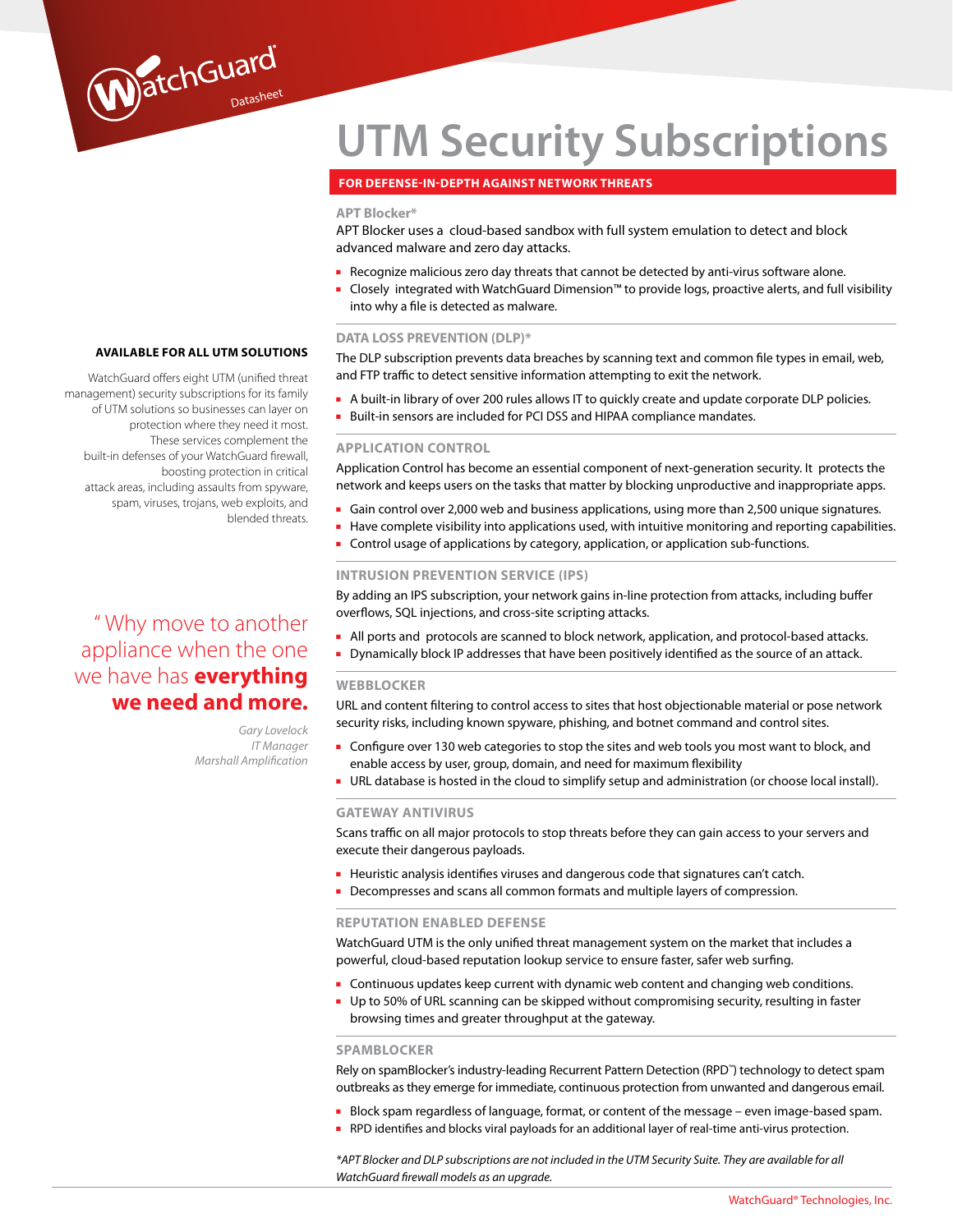# UTM Security Subscriptions

**FOR DEFENSE-IN-DEPTH AGAINST NETWORK THREATS**

**AVAILABLE FOR ALL UTM SOLUTIONS**

WatchGuard offers eight UTM (unified threat management) security subscriptions for its family of UTM solutions so businesses can layer on protection where they need it most. These services complement the built-in defenses of your WatchGuard firewall, boosting protection in critical attack areas, including assaults from spyware, spam, viruses, trojans, web exploits, and blended threats.

> " Why move to another appliance when the one we have has **everything we need and more.**
>
> *Gary Lovelock*
> *IT Manager*
> *Marshall Amplification*

### APT Blocker*

APT Blocker uses a cloud-based sandbox with full system emulation to detect and block advanced malware and zero day attacks.

- Recognize malicious zero day threats that cannot be detected by anti-virus software alone.
- Closely integrated with WatchGuard Dimension™ to provide logs, proactive alerts, and full visibility into why a file is detected as malware.

### DATA LOSS PREVENTION (DLP)*

The DLP subscription prevents data breaches by scanning text and common file types in email, web, and FTP traffic to detect sensitive information attempting to exit the network.

- A built-in library of over 200 rules allows IT to quickly create and update corporate DLP policies.
- Built-in sensors are included for PCI DSS and HIPAA compliance mandates.

### APPLICATION CONTROL

Application Control has become an essential component of next-generation security. It protects the network and keeps users on the tasks that matter by blocking unproductive and inappropriate apps.

- Gain control over 2,000 web and business applications, using more than 2,500 unique signatures.
- Have complete visibility into applications used, with intuitive monitoring and reporting capabilities.
- Control usage of applications by category, application, or application sub-functions.

### INTRUSION PREVENTION SERVICE (IPS)

By adding an IPS subscription, your network gains in-line protection from attacks, including buffer overflows, SQL injections, and cross-site scripting attacks.

- All ports and protocols are scanned to block network, application, and protocol-based attacks.
- Dynamically block IP addresses that have been positively identified as the source of an attack.

### WEBBLOCKER

URL and content filtering to control access to sites that host objectionable material or pose network security risks, including known spyware, phishing, and botnet command and control sites.

- Configure over 130 web categories to stop the sites and web tools you most want to block, and enable access by user, group, domain, and need for maximum flexibility
- URL database is hosted in the cloud to simplify setup and administration (or choose local install).

### GATEWAY ANTIVIRUS

Scans traffic on all major protocols to stop threats before they can gain access to your servers and execute their dangerous payloads.

- Heuristic analysis identifies viruses and dangerous code that signatures can't catch.
- Decompresses and scans all common formats and multiple layers of compression.

### REPUTATION ENABLED DEFENSE

WatchGuard UTM is the only unified threat management system on the market that includes a powerful, cloud-based reputation lookup service to ensure faster, safer web surfing.

- Continuous updates keep current with dynamic web content and changing web conditions.
- Up to 50% of URL scanning can be skipped without compromising security, resulting in faster browsing times and greater throughput at the gateway.

### SPAMBLOCKER

Rely on spamBlocker's industry-leading Recurrent Pattern Detection (RPD™) technology to detect spam outbreaks as they emerge for immediate, continuous protection from unwanted and dangerous email.

- Block spam regardless of language, format, or content of the message – even image-based spam.
- RPD identifies and blocks viral payloads for an additional layer of real-time anti-virus protection.

*\*APT Blocker and DLP subscriptions are not included in the UTM Security Suite. They are available for all WatchGuard firewall models as an upgrade.*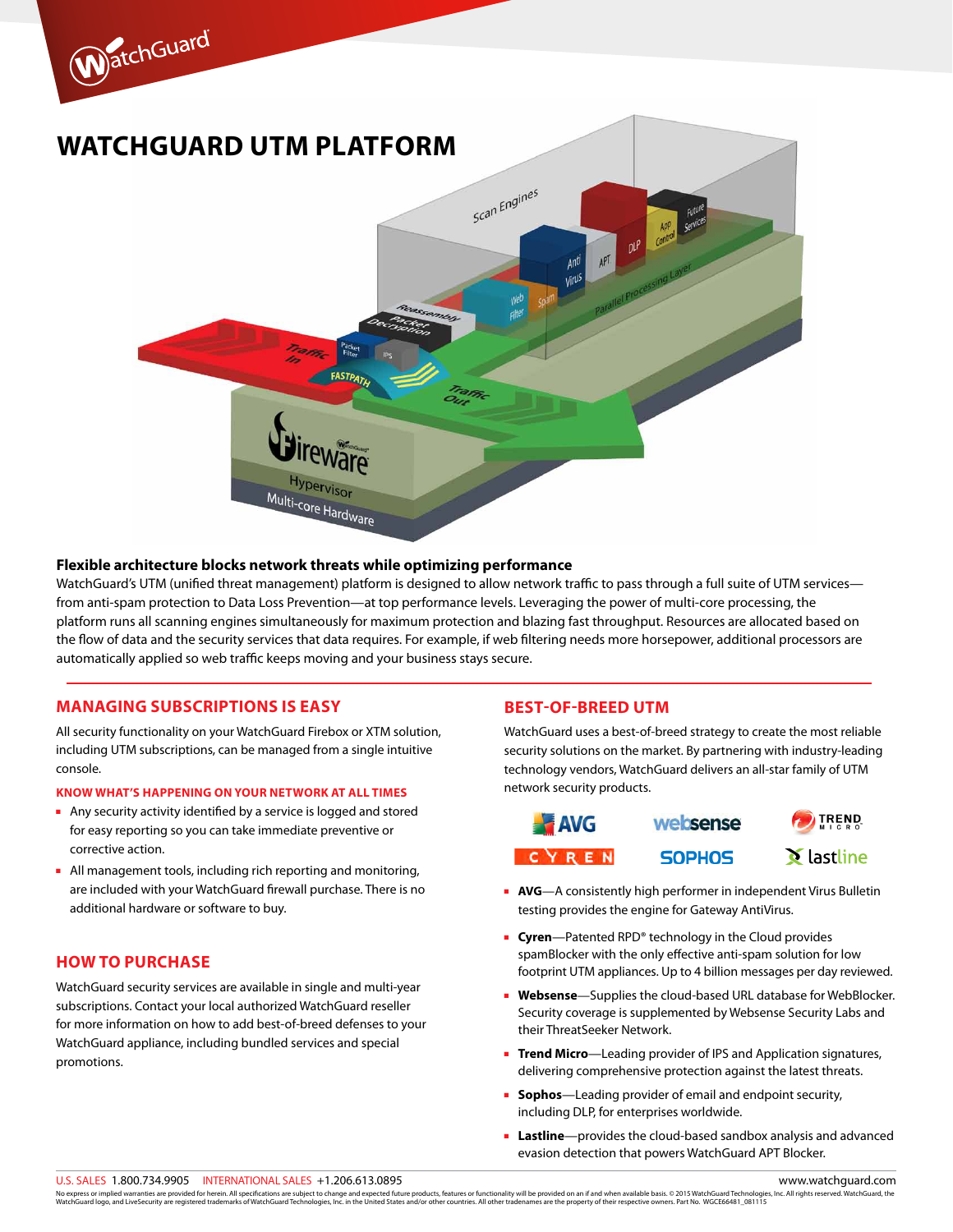# WATCHGUARD UTM PLATFORM

Scan Engines

Reassembly

Packet Decryption

Packet Filter

IPS

Web Filter

Spam

Anti Virus

APT

DLP

App Control

Future Services

Parallel Processing Layer

Traffic In

FASTPATH

Traffic Out

Fireware

Hypervisor

Multi-core Hardware

**Flexible architecture blocks network threats while optimizing performance**

WatchGuard's UTM (unified threat management) platform is designed to allow network traffic to pass through a full suite of UTM services—from anti-spam protection to Data Loss Prevention—at top performance levels. Leveraging the power of multi-core processing, the platform runs all scanning engines simultaneously for maximum protection and blazing fast throughput. Resources are allocated based on the flow of data and the security services that data requires. For example, if web filtering needs more horsepower, additional processors are automatically applied so web traffic keeps moving and your business stays secure.

## MANAGING SUBSCRIPTIONS IS EASY

All security functionality on your WatchGuard Firebox or XTM solution, including UTM subscriptions, can be managed from a single intuitive console.

### KNOW WHAT'S HAPPENING ON YOUR NETWORK AT ALL TIMES

- Any security activity identified by a service is logged and stored for easy reporting so you can take immediate preventive or corrective action.
- All management tools, including rich reporting and monitoring, are included with your WatchGuard firewall purchase. There is no additional hardware or software to buy.

## HOW TO PURCHASE

WatchGuard security services are available in single and multi-year subscriptions. Contact your local authorized WatchGuard reseller for more information on how to add best-of-breed defenses to your WatchGuard appliance, including bundled services and special promotions.

## BEST-OF-BREED UTM

WatchGuard uses a best-of-breed strategy to create the most reliable security solutions on the market. By partnering with industry-leading technology vendors, WatchGuard delivers an all-star family of UTM network security products.

AVG websense TREND MICRO

CYREN SOPHOS lastline

- **AVG**—A consistently high performer in independent Virus Bulletin testing provides the engine for Gateway AntiVirus.
- **Cyren**—Patented RPD® technology in the Cloud provides spamBlocker with the only effective anti-spam solution for low footprint UTM appliances. Up to 4 billion messages per day reviewed.
- **Websense**—Supplies the cloud-based URL database for WebBlocker. Security coverage is supplemented by Websense Security Labs and their ThreatSeeker Network.
- **Trend Micro**—Leading provider of IPS and Application signatures, delivering comprehensive protection against the latest threats.
- **Sophos**—Leading provider of email and endpoint security, including DLP, for enterprises worldwide.
- **Lastline**—provides the cloud-based sandbox analysis and advanced evasion detection that powers WatchGuard APT Blocker.

U.S. SALES 1.800.734.9905 INTERNATIONAL SALES +1.206.613.0895 www.watchguard.com

No express or implied warranties are provided for herein. All specifications are subject to change and expected future products, features or functionality will be provided on an if and when available basis. © 2015 WatchGuard Technologies, Inc. All rights reserved. WatchGuard, the WatchGuard logo, and LiveSecurity are registered trademarks of WatchGuard Technologies, Inc. in the United States and/or other countries. All other tradenames are the property of their respective owners. Part No. WGCE66481_081115